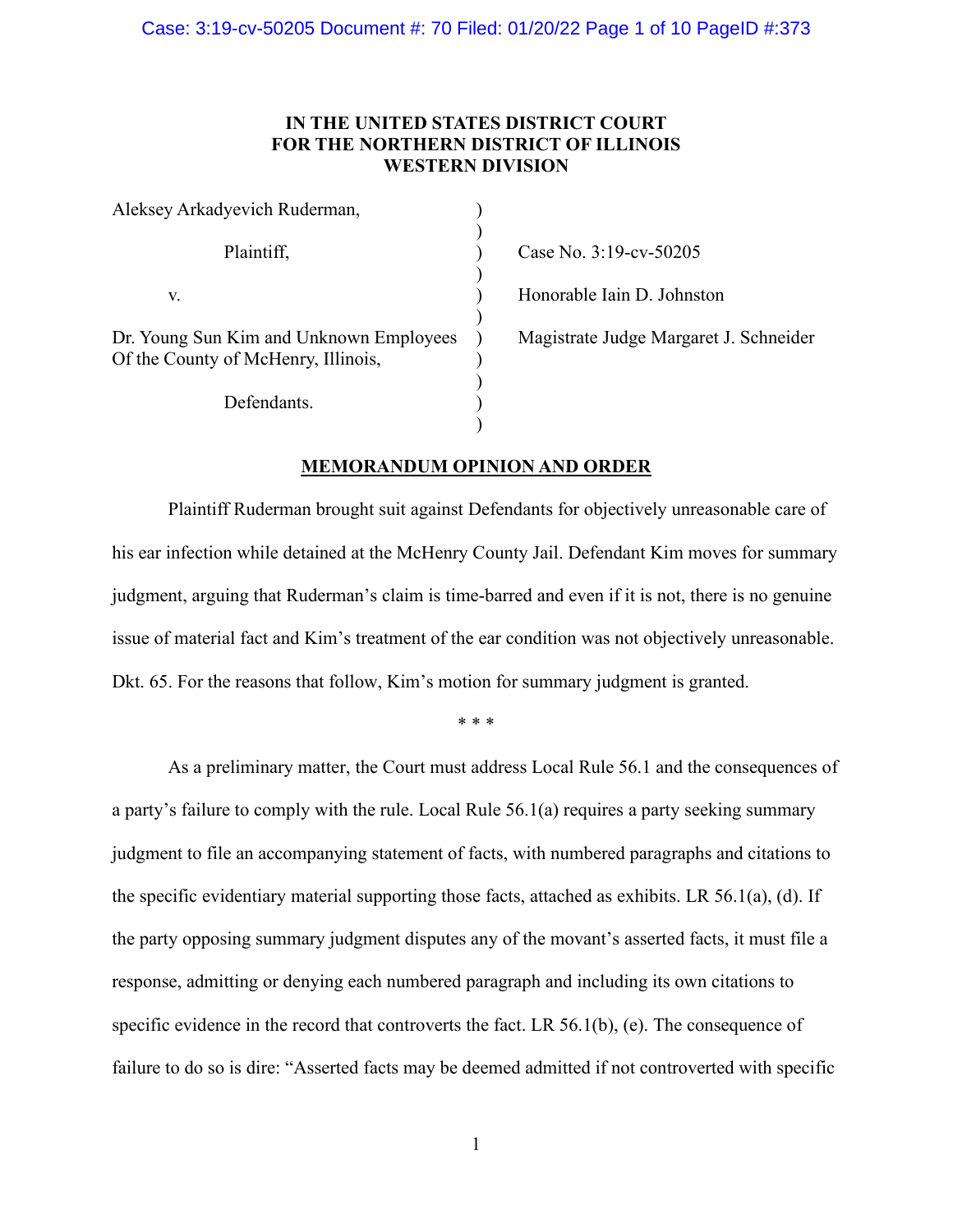**IN THE UNITED STATES DISTRICT COURT**
**FOR THE NORTHERN DISTRICT OF ILLINOIS**
**WESTERN DIVISION**

| | | |
|---|---|---|
| Aleksey Arkadyevich Ruderman, | ) | |
| Plaintiff, | ) | Case No. 3:19-cv-50205 |
| v. | ) | Honorable Iain D. Johnston |
| Dr. Young Sun Kim and Unknown Employees Of the County of McHenry, Illinois, | ) | Magistrate Judge Margaret J. Schneider |
| Defendants. | ) | |

**MEMORANDUM OPINION AND ORDER**

Plaintiff Ruderman brought suit against Defendants for objectively unreasonable care of his ear infection while detained at the McHenry County Jail. Defendant Kim moves for summary judgment, arguing that Ruderman's claim is time-barred and even if it is not, there is no genuine issue of material fact and Kim's treatment of the ear condition was not objectively unreasonable. Dkt. 65. For the reasons that follow, Kim's motion for summary judgment is granted.

\* \* \*

As a preliminary matter, the Court must address Local Rule 56.1 and the consequences of a party's failure to comply with the rule. Local Rule 56.1(a) requires a party seeking summary judgment to file an accompanying statement of facts, with numbered paragraphs and citations to the specific evidentiary material supporting those facts, attached as exhibits. LR 56.1(a), (d). If the party opposing summary judgment disputes any of the movant's asserted facts, it must file a response, admitting or denying each numbered paragraph and including its own citations to specific evidence in the record that controverts the fact. LR 56.1(b), (e). The consequence of failure to do so is dire: "Asserted facts may be deemed admitted if not controverted with specific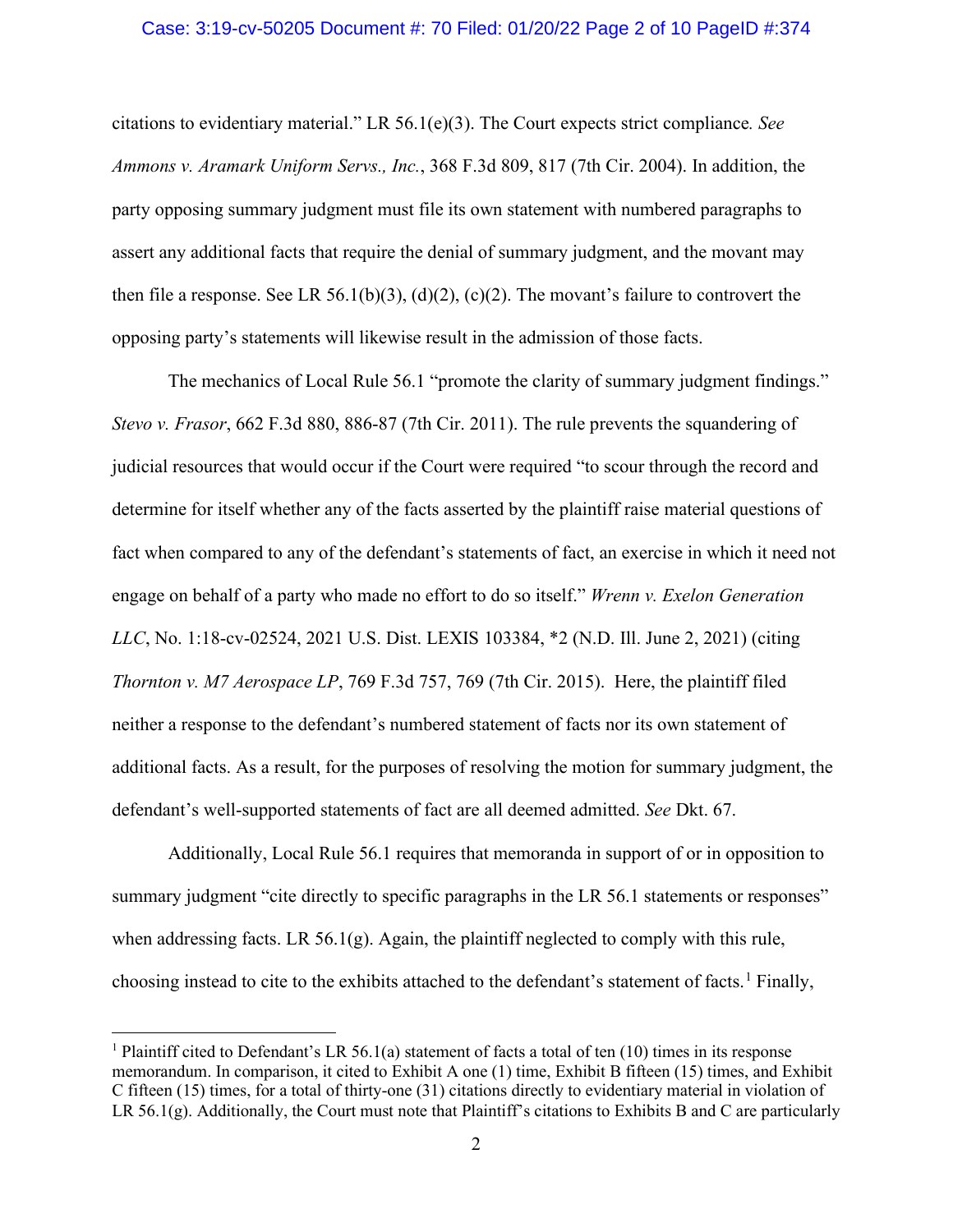citations to evidentiary material." LR 56.1(e)(3). The Court expects strict compliance. *See Ammons v. Aramark Uniform Servs., Inc.*, 368 F.3d 809, 817 (7th Cir. 2004). In addition, the party opposing summary judgment must file its own statement with numbered paragraphs to assert any additional facts that require the denial of summary judgment, and the movant may then file a response. See LR 56.1(b)(3), (d)(2), (c)(2). The movant's failure to controvert the opposing party's statements will likewise result in the admission of those facts.

The mechanics of Local Rule 56.1 "promote the clarity of summary judgment findings." *Stevo v. Frasor*, 662 F.3d 880, 886-87 (7th Cir. 2011). The rule prevents the squandering of judicial resources that would occur if the Court were required "to scour through the record and determine for itself whether any of the facts asserted by the plaintiff raise material questions of fact when compared to any of the defendant's statements of fact, an exercise in which it need not engage on behalf of a party who made no effort to do so itself." *Wrenn v. Exelon Generation LLC*, No. 1:18-cv-02524, 2021 U.S. Dist. LEXIS 103384, *2 (N.D. Ill. June 2, 2021) (citing *Thornton v. M7 Aerospace LP*, 769 F.3d 757, 769 (7th Cir. 2015). Here, the plaintiff filed neither a response to the defendant's numbered statement of facts nor its own statement of additional facts. As a result, for the purposes of resolving the motion for summary judgment, the defendant's well-supported statements of fact are all deemed admitted. *See* Dkt. 67.

Additionally, Local Rule 56.1 requires that memoranda in support of or in opposition to summary judgment "cite directly to specific paragraphs in the LR 56.1 statements or responses" when addressing facts. LR 56.1(g). Again, the plaintiff neglected to comply with this rule, choosing instead to cite to the exhibits attached to the defendant's statement of facts.[1] Finally,

[1] Plaintiff cited to Defendant's LR 56.1(a) statement of facts a total of ten (10) times in its response memorandum. In comparison, it cited to Exhibit A one (1) time, Exhibit B fifteen (15) times, and Exhibit C fifteen (15) times, for a total of thirty-one (31) citations directly to evidentiary material in violation of LR 56.1(g). Additionally, the Court must note that Plaintiff's citations to Exhibits B and C are particularly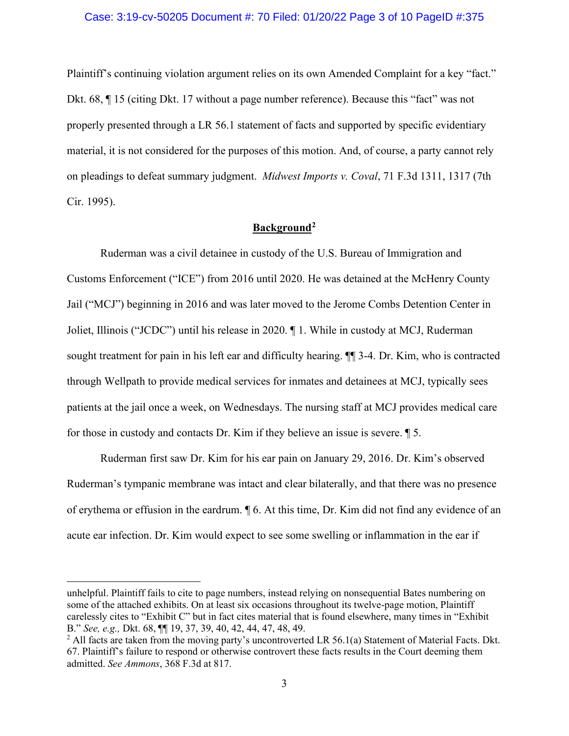Plaintiff's continuing violation argument relies on its own Amended Complaint for a key "fact." Dkt. 68, ¶ 15 (citing Dkt. 17 without a page number reference). Because this "fact" was not properly presented through a LR 56.1 statement of facts and supported by specific evidentiary material, it is not considered for the purposes of this motion. And, of course, a party cannot rely on pleadings to defeat summary judgment. *Midwest Imports v. Coval*, 71 F.3d 1311, 1317 (7th Cir. 1995).

## **Background**[2]

Ruderman was a civil detainee in custody of the U.S. Bureau of Immigration and Customs Enforcement ("ICE") from 2016 until 2020. He was detained at the McHenry County Jail ("MCJ") beginning in 2016 and was later moved to the Jerome Combs Detention Center in Joliet, Illinois ("JCDC") until his release in 2020. ¶ 1. While in custody at MCJ, Ruderman sought treatment for pain in his left ear and difficulty hearing. ¶¶ 3-4. Dr. Kim, who is contracted through Wellpath to provide medical services for inmates and detainees at MCJ, typically sees patients at the jail once a week, on Wednesdays. The nursing staff at MCJ provides medical care for those in custody and contacts Dr. Kim if they believe an issue is severe. ¶ 5.

Ruderman first saw Dr. Kim for his ear pain on January 29, 2016. Dr. Kim's observed Ruderman's tympanic membrane was intact and clear bilaterally, and that there was no presence of erythema or effusion in the eardrum. ¶ 6. At this time, Dr. Kim did not find any evidence of an acute ear infection. Dr. Kim would expect to see some swelling or inflammation in the ear if

---

unhelpful. Plaintiff fails to cite to page numbers, instead relying on nonsequential Bates numbering on some of the attached exhibits. On at least six occasions throughout its twelve-page motion, Plaintiff carelessly cites to "Exhibit C" but in fact cites material that is found elsewhere, many times in "Exhibit B." *See, e.g.,* Dkt. 68, ¶¶ 19, 37, 39, 40, 42, 44, 47, 48, 49.

[2] All facts are taken from the moving party's uncontroverted LR 56.1(a) Statement of Material Facts. Dkt. 67. Plaintiff's failure to respond or otherwise controvert these facts results in the Court deeming them admitted. *See Ammons*, 368 F.3d at 817.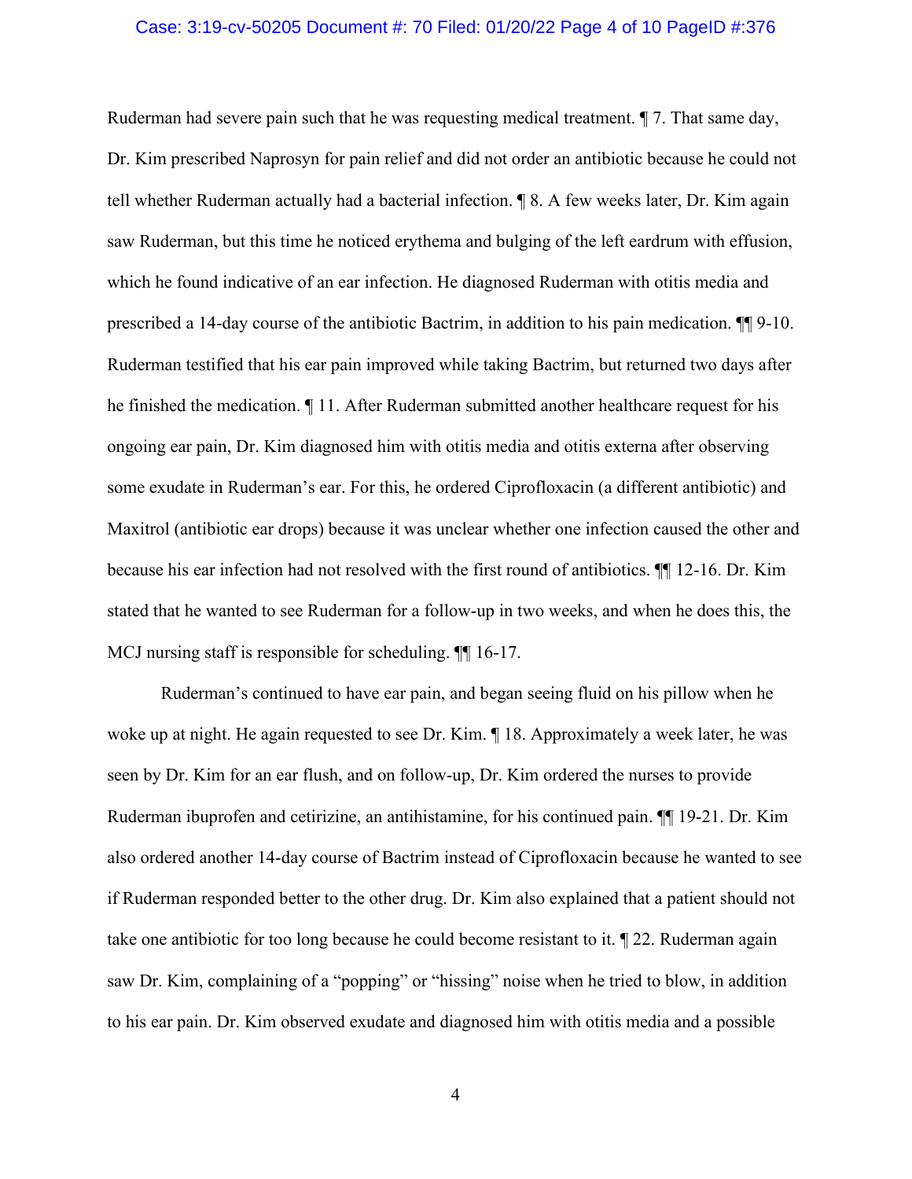Ruderman had severe pain such that he was requesting medical treatment. ¶ 7. That same day, Dr. Kim prescribed Naprosyn for pain relief and did not order an antibiotic because he could not tell whether Ruderman actually had a bacterial infection. ¶ 8. A few weeks later, Dr. Kim again saw Ruderman, but this time he noticed erythema and bulging of the left eardrum with effusion, which he found indicative of an ear infection. He diagnosed Ruderman with otitis media and prescribed a 14-day course of the antibiotic Bactrim, in addition to his pain medication. ¶¶ 9-10. Ruderman testified that his ear pain improved while taking Bactrim, but returned two days after he finished the medication. ¶ 11. After Ruderman submitted another healthcare request for his ongoing ear pain, Dr. Kim diagnosed him with otitis media and otitis externa after observing some exudate in Ruderman's ear. For this, he ordered Ciprofloxacin (a different antibiotic) and Maxitrol (antibiotic ear drops) because it was unclear whether one infection caused the other and because his ear infection had not resolved with the first round of antibiotics. ¶¶ 12-16. Dr. Kim stated that he wanted to see Ruderman for a follow-up in two weeks, and when he does this, the MCJ nursing staff is responsible for scheduling. ¶¶ 16-17.

Ruderman's continued to have ear pain, and began seeing fluid on his pillow when he woke up at night. He again requested to see Dr. Kim. ¶ 18. Approximately a week later, he was seen by Dr. Kim for an ear flush, and on follow-up, Dr. Kim ordered the nurses to provide Ruderman ibuprofen and cetirizine, an antihistamine, for his continued pain. ¶¶ 19-21. Dr. Kim also ordered another 14-day course of Bactrim instead of Ciprofloxacin because he wanted to see if Ruderman responded better to the other drug. Dr. Kim also explained that a patient should not take one antibiotic for too long because he could become resistant to it. ¶ 22. Ruderman again saw Dr. Kim, complaining of a "popping" or "hissing" noise when he tried to blow, in addition to his ear pain. Dr. Kim observed exudate and diagnosed him with otitis media and a possible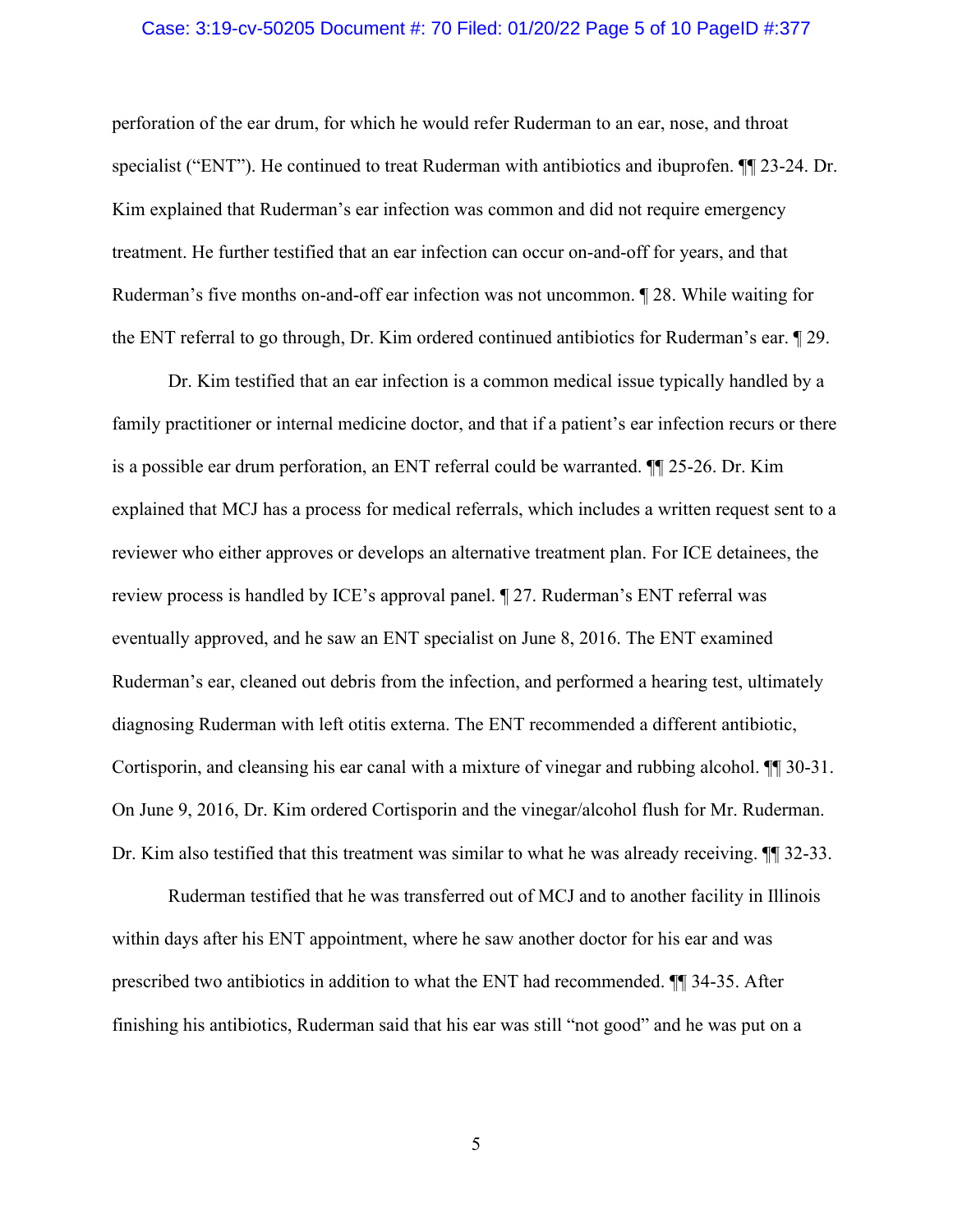perforation of the ear drum, for which he would refer Ruderman to an ear, nose, and throat specialist ("ENT"). He continued to treat Ruderman with antibiotics and ibuprofen. ¶¶ 23-24. Dr. Kim explained that Ruderman's ear infection was common and did not require emergency treatment. He further testified that an ear infection can occur on-and-off for years, and that Ruderman's five months on-and-off ear infection was not uncommon. ¶ 28. While waiting for the ENT referral to go through, Dr. Kim ordered continued antibiotics for Ruderman's ear. ¶ 29.

Dr. Kim testified that an ear infection is a common medical issue typically handled by a family practitioner or internal medicine doctor, and that if a patient's ear infection recurs or there is a possible ear drum perforation, an ENT referral could be warranted. ¶¶ 25-26. Dr. Kim explained that MCJ has a process for medical referrals, which includes a written request sent to a reviewer who either approves or develops an alternative treatment plan. For ICE detainees, the review process is handled by ICE's approval panel. ¶ 27. Ruderman's ENT referral was eventually approved, and he saw an ENT specialist on June 8, 2016. The ENT examined Ruderman's ear, cleaned out debris from the infection, and performed a hearing test, ultimately diagnosing Ruderman with left otitis externa. The ENT recommended a different antibiotic, Cortisporin, and cleansing his ear canal with a mixture of vinegar and rubbing alcohol. ¶¶ 30-31. On June 9, 2016, Dr. Kim ordered Cortisporin and the vinegar/alcohol flush for Mr. Ruderman. Dr. Kim also testified that this treatment was similar to what he was already receiving. ¶¶ 32-33.

Ruderman testified that he was transferred out of MCJ and to another facility in Illinois within days after his ENT appointment, where he saw another doctor for his ear and was prescribed two antibiotics in addition to what the ENT had recommended. ¶¶ 34-35. After finishing his antibiotics, Ruderman said that his ear was still "not good" and he was put on a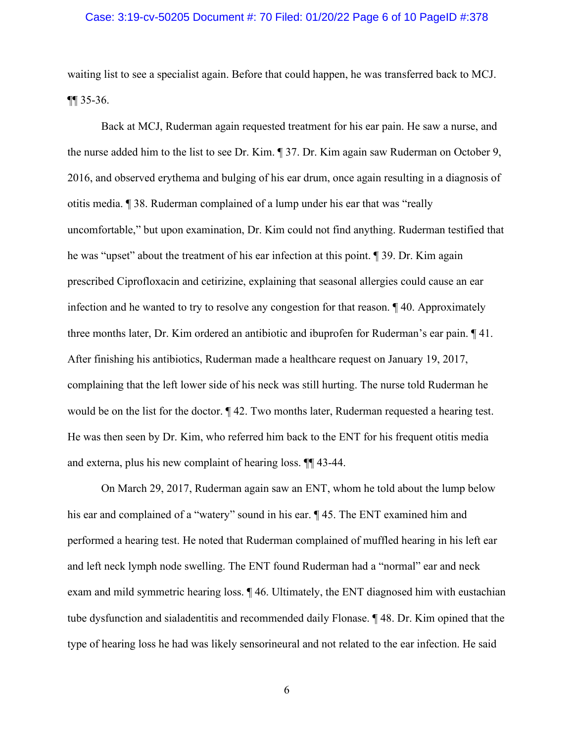waiting list to see a specialist again. Before that could happen, he was transferred back to MCJ. ¶¶ 35-36.

Back at MCJ, Ruderman again requested treatment for his ear pain. He saw a nurse, and the nurse added him to the list to see Dr. Kim. ¶ 37. Dr. Kim again saw Ruderman on October 9, 2016, and observed erythema and bulging of his ear drum, once again resulting in a diagnosis of otitis media. ¶ 38. Ruderman complained of a lump under his ear that was "really uncomfortable," but upon examination, Dr. Kim could not find anything. Ruderman testified that he was "upset" about the treatment of his ear infection at this point. ¶ 39. Dr. Kim again prescribed Ciprofloxacin and cetirizine, explaining that seasonal allergies could cause an ear infection and he wanted to try to resolve any congestion for that reason. ¶ 40. Approximately three months later, Dr. Kim ordered an antibiotic and ibuprofen for Ruderman's ear pain. ¶ 41. After finishing his antibiotics, Ruderman made a healthcare request on January 19, 2017, complaining that the left lower side of his neck was still hurting. The nurse told Ruderman he would be on the list for the doctor. ¶ 42. Two months later, Ruderman requested a hearing test. He was then seen by Dr. Kim, who referred him back to the ENT for his frequent otitis media and externa, plus his new complaint of hearing loss. ¶¶ 43-44.

On March 29, 2017, Ruderman again saw an ENT, whom he told about the lump below his ear and complained of a "watery" sound in his ear. ¶ 45. The ENT examined him and performed a hearing test. He noted that Ruderman complained of muffled hearing in his left ear and left neck lymph node swelling. The ENT found Ruderman had a "normal" ear and neck exam and mild symmetric hearing loss. ¶ 46. Ultimately, the ENT diagnosed him with eustachian tube dysfunction and sialadentitis and recommended daily Flonase. ¶ 48. Dr. Kim opined that the type of hearing loss he had was likely sensorineural and not related to the ear infection. He said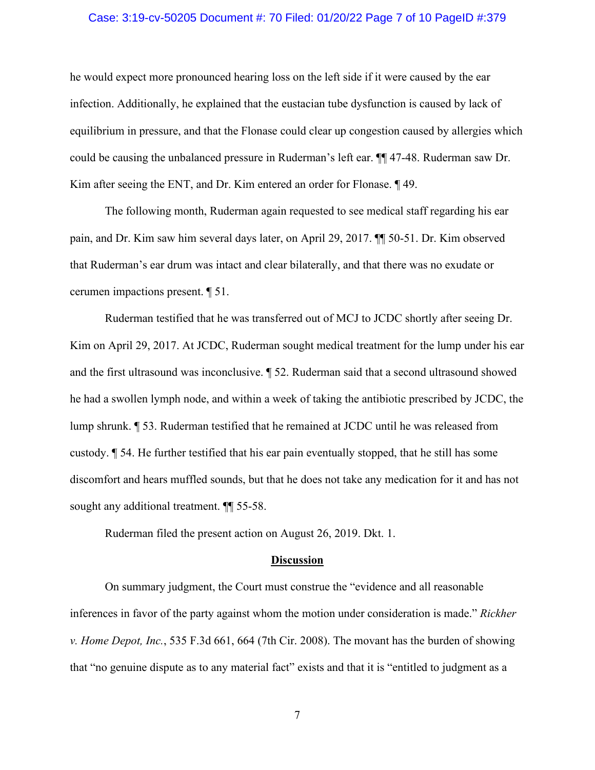he would expect more pronounced hearing loss on the left side if it were caused by the ear infection. Additionally, he explained that the eustacian tube dysfunction is caused by lack of equilibrium in pressure, and that the Flonase could clear up congestion caused by allergies which could be causing the unbalanced pressure in Ruderman's left ear. ¶¶ 47-48. Ruderman saw Dr. Kim after seeing the ENT, and Dr. Kim entered an order for Flonase. ¶ 49.

The following month, Ruderman again requested to see medical staff regarding his ear pain, and Dr. Kim saw him several days later, on April 29, 2017. ¶¶ 50-51. Dr. Kim observed that Ruderman's ear drum was intact and clear bilaterally, and that there was no exudate or cerumen impactions present. ¶ 51.

Ruderman testified that he was transferred out of MCJ to JCDC shortly after seeing Dr. Kim on April 29, 2017. At JCDC, Ruderman sought medical treatment for the lump under his ear and the first ultrasound was inconclusive. ¶ 52. Ruderman said that a second ultrasound showed he had a swollen lymph node, and within a week of taking the antibiotic prescribed by JCDC, the lump shrunk. ¶ 53. Ruderman testified that he remained at JCDC until he was released from custody. ¶ 54. He further testified that his ear pain eventually stopped, that he still has some discomfort and hears muffled sounds, but that he does not take any medication for it and has not sought any additional treatment. ¶¶ 55-58.

Ruderman filed the present action on August 26, 2019. Dkt. 1.

## Discussion

On summary judgment, the Court must construe the "evidence and all reasonable inferences in favor of the party against whom the motion under consideration is made." *Rickher v. Home Depot, Inc.*, 535 F.3d 661, 664 (7th Cir. 2008). The movant has the burden of showing that "no genuine dispute as to any material fact" exists and that it is "entitled to judgment as a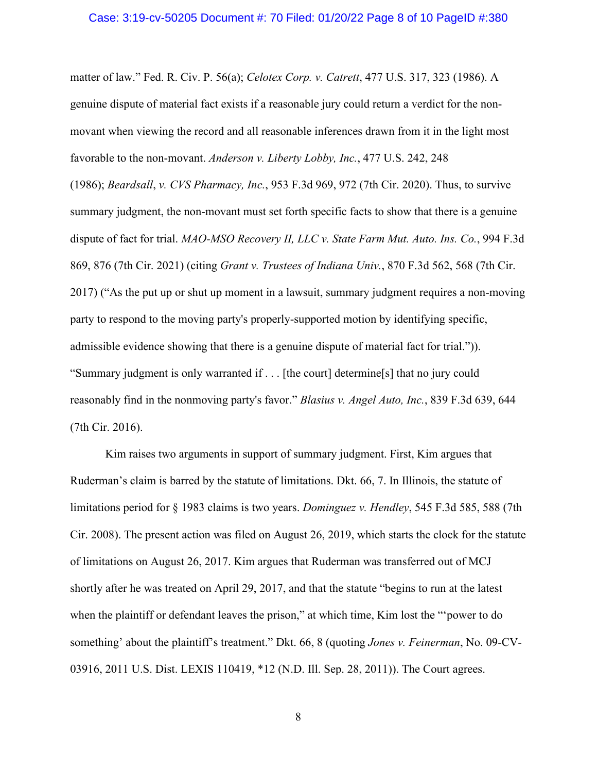matter of law." Fed. R. Civ. P. 56(a); *Celotex Corp. v. Catrett*, 477 U.S. 317, 323 (1986). A genuine dispute of material fact exists if a reasonable jury could return a verdict for the non-movant when viewing the record and all reasonable inferences drawn from it in the light most favorable to the non-movant. *Anderson v. Liberty Lobby, Inc.*, 477 U.S. 242, 248 (1986); *Beardsall*, *v. CVS Pharmacy, Inc.*, 953 F.3d 969, 972 (7th Cir. 2020). Thus, to survive summary judgment, the non-movant must set forth specific facts to show that there is a genuine dispute of fact for trial. *MAO-MSO Recovery II, LLC v. State Farm Mut. Auto. Ins. Co.*, 994 F.3d 869, 876 (7th Cir. 2021) (citing *Grant v. Trustees of Indiana Univ.*, 870 F.3d 562, 568 (7th Cir. 2017) ("As the put up or shut up moment in a lawsuit, summary judgment requires a non-moving party to respond to the moving party's properly-supported motion by identifying specific, admissible evidence showing that there is a genuine dispute of material fact for trial.")). "Summary judgment is only warranted if . . . [the court] determine[s] that no jury could reasonably find in the nonmoving party's favor." *Blasius v. Angel Auto, Inc.*, 839 F.3d 639, 644 (7th Cir. 2016).

Kim raises two arguments in support of summary judgment. First, Kim argues that Ruderman's claim is barred by the statute of limitations. Dkt. 66, 7. In Illinois, the statute of limitations period for § 1983 claims is two years. *Dominguez v. Hendley*, 545 F.3d 585, 588 (7th Cir. 2008). The present action was filed on August 26, 2019, which starts the clock for the statute of limitations on August 26, 2017. Kim argues that Ruderman was transferred out of MCJ shortly after he was treated on April 29, 2017, and that the statute "begins to run at the latest when the plaintiff or defendant leaves the prison," at which time, Kim lost the "'power to do something' about the plaintiff's treatment." Dkt. 66, 8 (quoting *Jones v. Feinerman*, No. 09-CV-03916, 2011 U.S. Dist. LEXIS 110419, *12 (N.D. Ill. Sep. 28, 2011)). The Court agrees.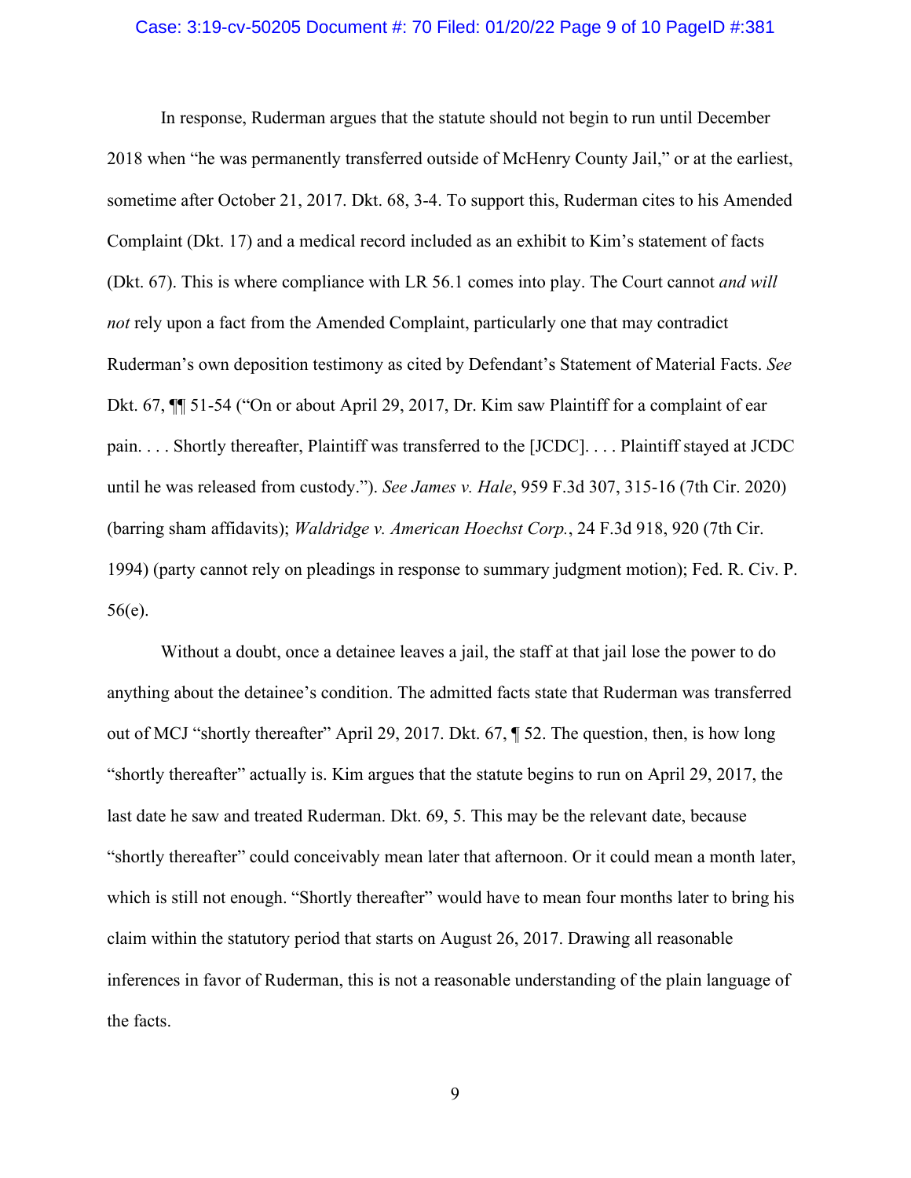In response, Ruderman argues that the statute should not begin to run until December 2018 when "he was permanently transferred outside of McHenry County Jail," or at the earliest, sometime after October 21, 2017. Dkt. 68, 3-4. To support this, Ruderman cites to his Amended Complaint (Dkt. 17) and a medical record included as an exhibit to Kim's statement of facts (Dkt. 67). This is where compliance with LR 56.1 comes into play. The Court cannot *and will not* rely upon a fact from the Amended Complaint, particularly one that may contradict Ruderman's own deposition testimony as cited by Defendant's Statement of Material Facts. *See* Dkt. 67, ¶¶ 51-54 ("On or about April 29, 2017, Dr. Kim saw Plaintiff for a complaint of ear pain. . . . Shortly thereafter, Plaintiff was transferred to the [JCDC]. . . . Plaintiff stayed at JCDC until he was released from custody."). *See James v. Hale*, 959 F.3d 307, 315-16 (7th Cir. 2020) (barring sham affidavits); *Waldridge v. American Hoechst Corp.*, 24 F.3d 918, 920 (7th Cir. 1994) (party cannot rely on pleadings in response to summary judgment motion); Fed. R. Civ. P. 56(e).

Without a doubt, once a detainee leaves a jail, the staff at that jail lose the power to do anything about the detainee's condition. The admitted facts state that Ruderman was transferred out of MCJ "shortly thereafter" April 29, 2017. Dkt. 67, ¶ 52. The question, then, is how long "shortly thereafter" actually is. Kim argues that the statute begins to run on April 29, 2017, the last date he saw and treated Ruderman. Dkt. 69, 5. This may be the relevant date, because "shortly thereafter" could conceivably mean later that afternoon. Or it could mean a month later, which is still not enough. "Shortly thereafter" would have to mean four months later to bring his claim within the statutory period that starts on August 26, 2017. Drawing all reasonable inferences in favor of Ruderman, this is not a reasonable understanding of the plain language of the facts.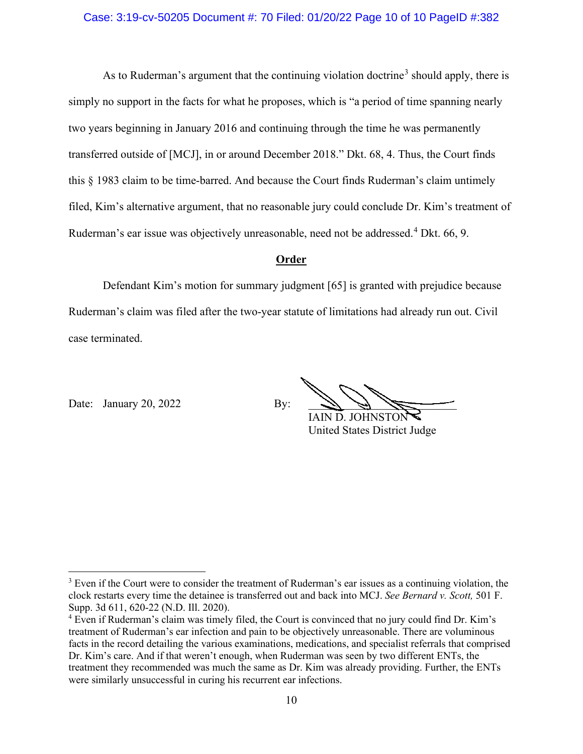As to Ruderman's argument that the continuing violation doctrine[3] should apply, there is simply no support in the facts for what he proposes, which is "a period of time spanning nearly two years beginning in January 2016 and continuing through the time he was permanently transferred outside of [MCJ], in or around December 2018." Dkt. 68, 4. Thus, the Court finds this § 1983 claim to be time-barred. And because the Court finds Ruderman's claim untimely filed, Kim's alternative argument, that no reasonable jury could conclude Dr. Kim's treatment of Ruderman's ear issue was objectively unreasonable, need not be addressed.[4] Dkt. 66, 9.

## Order

Defendant Kim's motion for summary judgment [65] is granted with prejudice because Ruderman's claim was filed after the two-year statute of limitations had already run out. Civil case terminated.

Date: January 20, 2022

By: ______________________
IAIN D. JOHNSTON
United States District Judge

---

[3] Even if the Court were to consider the treatment of Ruderman's ear issues as a continuing violation, the clock restarts every time the detainee is transferred out and back into MCJ. *See Bernard v. Scott,* 501 F. Supp. 3d 611, 620-22 (N.D. Ill. 2020).

[4] Even if Ruderman's claim was timely filed, the Court is convinced that no jury could find Dr. Kim's treatment of Ruderman's ear infection and pain to be objectively unreasonable. There are voluminous facts in the record detailing the various examinations, medications, and specialist referrals that comprised Dr. Kim's care. And if that weren't enough, when Ruderman was seen by two different ENTs, the treatment they recommended was much the same as Dr. Kim was already providing. Further, the ENTs were similarly unsuccessful in curing his recurrent ear infections.